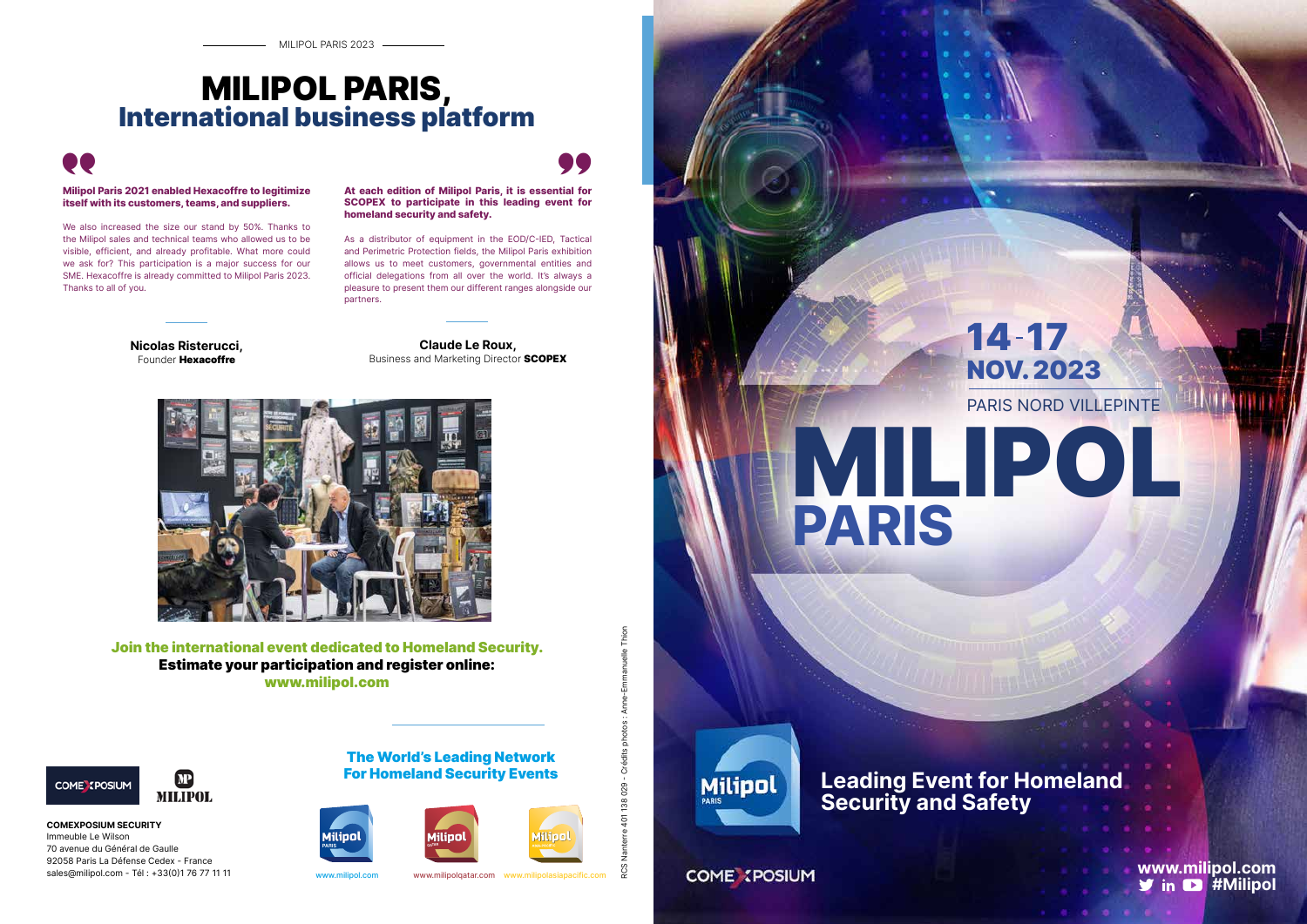MILIPOL PARIS 2023

# MILIPOL PARIS,
## International business platform

**Milipol Paris 2021 enabled Hexacoffre to legitimize itself with its customers, teams, and suppliers.**

We also increased the size our stand by 50%. Thanks to the Milipol sales and technical teams who allowed us to be visible, efficient, and already profitable. What more could we ask for? This participation is a major success for our SME. Hexacoffre is already committed to Milipol Paris 2023. Thanks to all of you.

**Nicolas Risterucci,**
Founder **Hexacoffre**

**At each edition of Milipol Paris, it is essential for SCOPEX to participate in this leading event for homeland security and safety.**

As a distributor of equipment in the EOD/C-IED, Tactical and Perimetric Protection fields, the Milipol Paris exhibition allows us to meet customers, governmental entities and official delegations from all over the world. It's always a pleasure to present them our different ranges alongside our partners.

**Claude Le Roux,**
Business and Marketing Director **SCOPEX**

**Join the international event dedicated to Homeland Security.**
**Estimate your participation and register online:**
**www.milipol.com**

**COMEXPOSIUM SECURITY**
Immeuble Le Wilson
70 avenue du Général de Gaulle
92058 Paris La Défense Cedex - France
sales@milipol.com - Tél : +33(0)1 76 77 11 11

**The World's Leading Network For Homeland Security Events**

www.milipol.com www.milipolqatar.com www.milipolasiapacific.com

RCS Nanterre 401 138 029 - Crédits photos : Anne-Emmanuelle Thion

# 14-17 NOV. 2023
PARIS NORD VILLEPINTE

# MILIPOL PARIS

**Leading Event for Homeland Security and Safety**

COMEXPOSIUM

www.milipol.com
#Milipol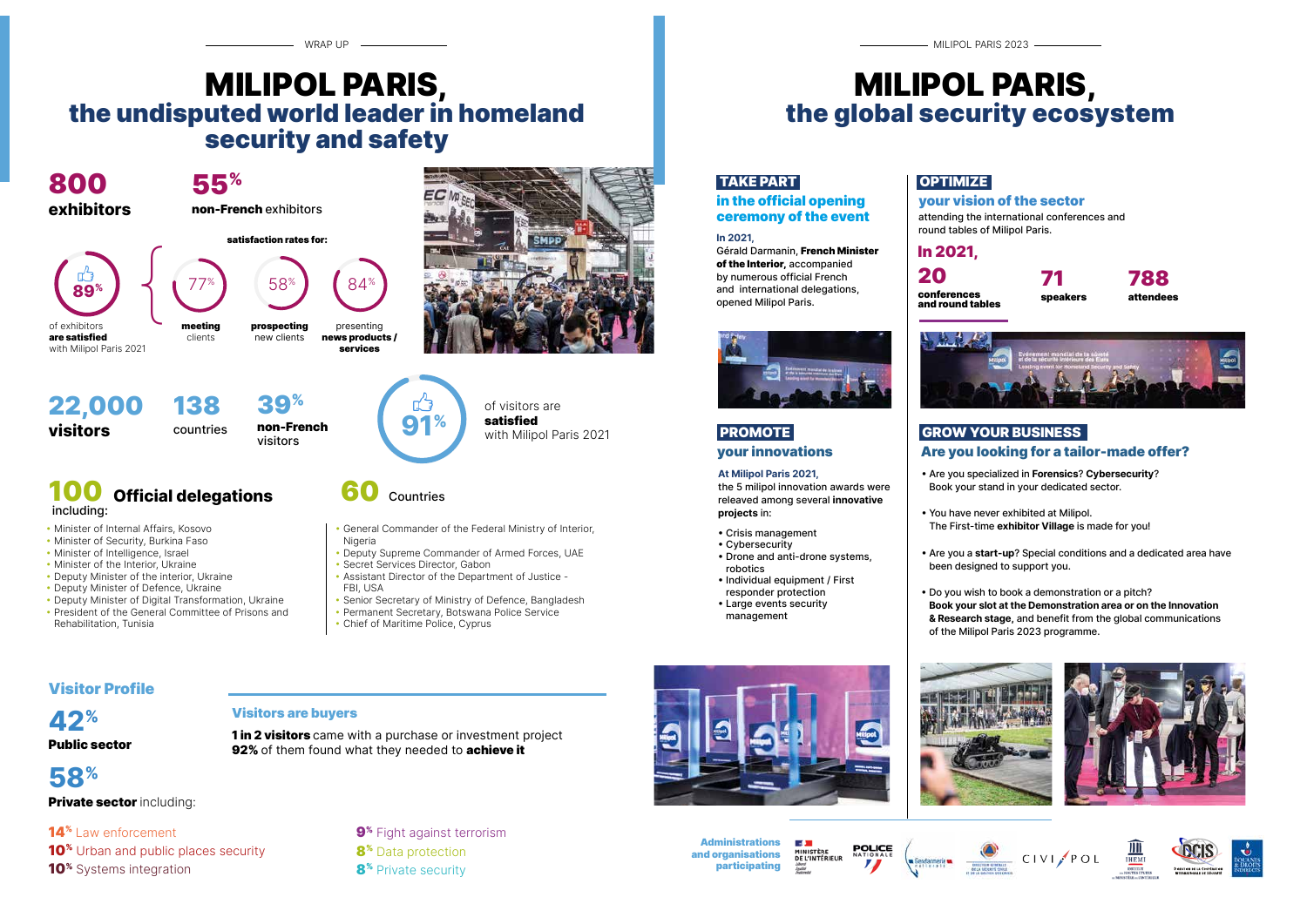WRAP UP

# MILIPOL PARIS,
## the undisputed world leader in homeland security and safety

**800**
**exhibitors**

**55%**
**non-French** exhibitors

**89%** of exhibitors **are satisfied** with Milipol Paris 2021

**satisfaction rates for:**

- 77% **meeting** clients
- 58% **prospecting** new clients
- 84% presenting **news products / services**

**22,000**
**visitors**

**138**
countries

**39%**
**non-French** visitors

**91%** of visitors are **satisfied** with Milipol Paris 2021

## 100 Official delegations including:

- Minister of Internal Affairs, Kosovo
- Minister of Security, Burkina Faso
- Minister of Intelligence, Israel
- Minister of the Interior, Ukraine
- Deputy Minister of the interior, Ukraine
- Deputy Minister of Defence, Ukraine
- Deputy Minister of Digital Transformation, Ukraine
- President of the General Committee of Prisons and Rehabilitation, Tunisia

## 60 Countries

- General Commander of the Federal Ministry of Interior, Nigeria
- Deputy Supreme Commander of Armed Forces, UAE
- Secret Services Director, Gabon
- Assistant Director of the Department of Justice - FBI, USA
- Senior Secretary of Ministry of Defence, Bangladesh
- Permanent Secretary, Botswana Police Service
- Chief of Maritime Police, Cyprus

### Visitor Profile

**42%**
**Public sector**

**58%**
**Private sector** including:

- **14%** Law enforcement
- **10%** Urban and public places security
- **10%** Systems integration
- **9%** Fight against terrorism
- **8%** Data protection
- **8%** Private security

### Visitors are buyers

**1 in 2 visitors** came with a purchase or investment project
**92%** of them found what they needed to **achieve it**

MILIPOL PARIS 2023

# MILIPOL PARIS,
## the global security ecosystem

### TAKE PART
**in the official opening ceremony of the event**

**In 2021,**
Gérald Darmanin, **French Minister of the Interior,** accompanied by numerous official French and international delegations, opened Milipol Paris.

### OPTIMIZE
**your vision of the sector**
attending the international conferences and round tables of Milipol Paris.

**In 2021,**

- **20** conferences and round tables
- **71** speakers
- **788** attendees

### PROMOTE
**your innovations**

**At Milipol Paris 2021,**
the 5 milipol innovation awards were releaved among several **innovative projects** in:

- Crisis management
- Cybersecurity
- Drone and anti-drone systems, robotics
- Individual equipment / First responder protection
- Large events security management

### GROW YOUR BUSINESS
**Are you looking for a tailor-made offer?**

- Are you specialized in **Forensics**? **Cybersecurity**? Book your stand in your dedicated sector.
- You have never exhibited at Milipol. The First-time **exhibitor Village** is made for you!
- Are you a **start-up**? Special conditions and a dedicated area have been designed to support you.
- Do you wish to book a demonstration or a pitch? **Book your slot at the Demonstration area or on the Innovation & Research stage,** and benefit from the global communications of the Milipol Paris 2023 programme.

**Administrations and organisations participating**